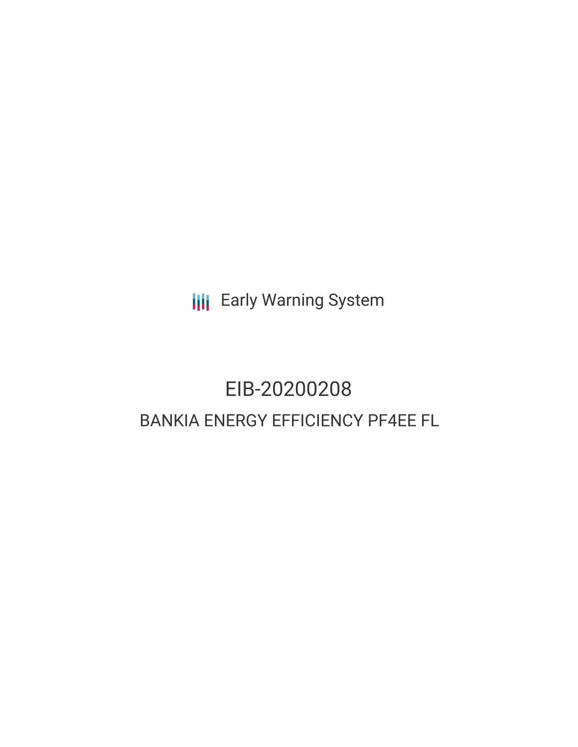Early Warning System

# EIB-20200208

## BANKIA ENERGY EFFICIENCY PF4EE FL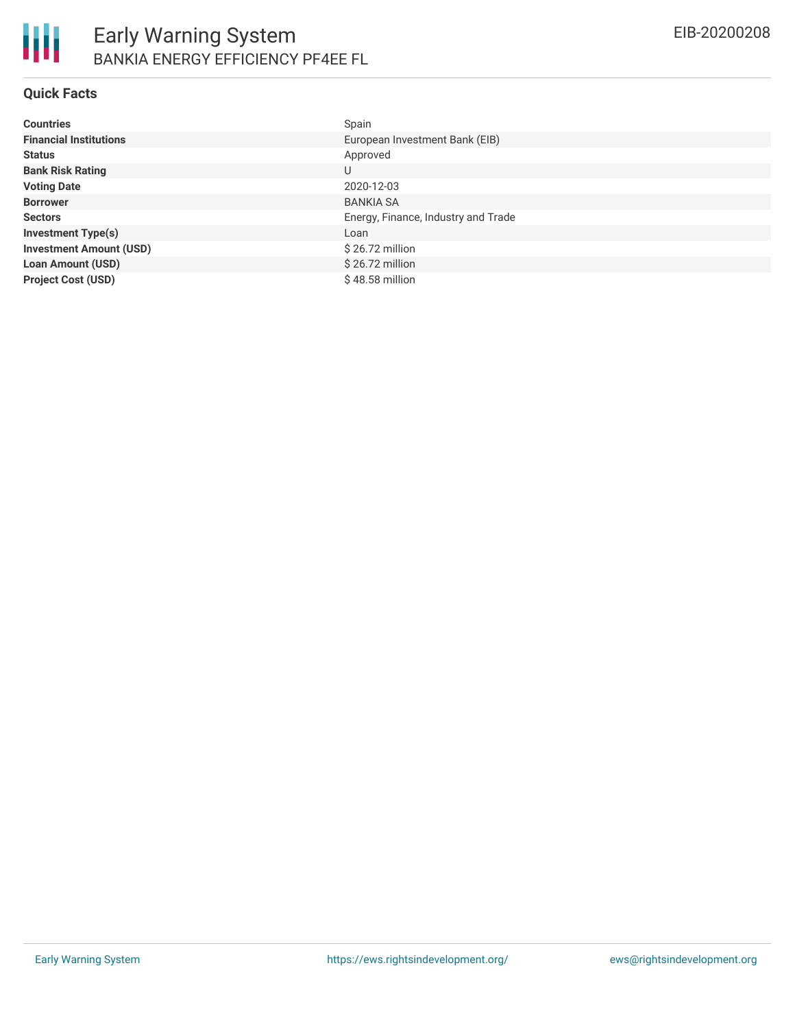# Early Warning System

## BANKIA ENERGY EFFICIENCY PF4EE FL

EIB-20200208

### Quick Facts

| | |
|---|---|
| **Countries** | Spain |
| **Financial Institutions** | European Investment Bank (EIB) |
| **Status** | Approved |
| **Bank Risk Rating** | U |
| **Voting Date** | 2020-12-03 |
| **Borrower** | BANKIA SA |
| **Sectors** | Energy, Finance, Industry and Trade |
| **Investment Type(s)** | Loan |
| **Investment Amount (USD)** | $ 26.72 million |
| **Loan Amount (USD)** | $ 26.72 million |
| **Project Cost (USD)** | $ 48.58 million |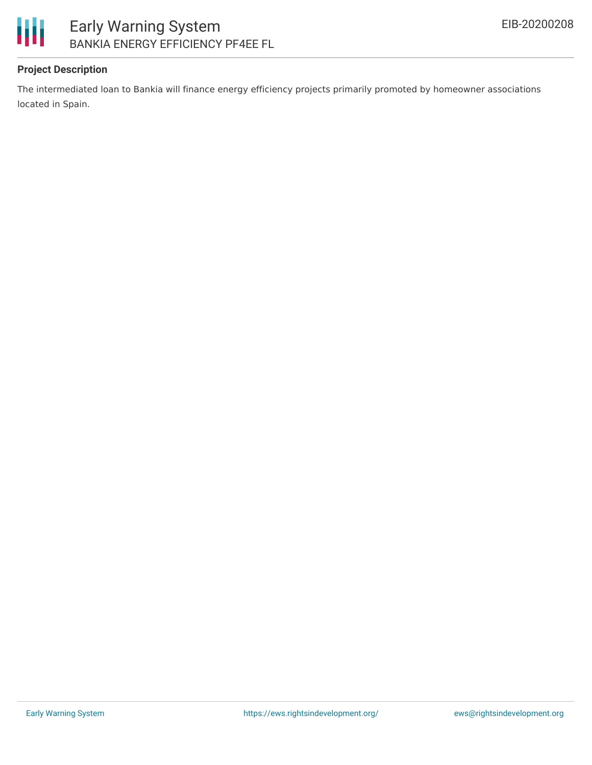## Project Description

The intermediated loan to Bankia will finance energy efficiency projects primarily promoted by homeowner associations located in Spain.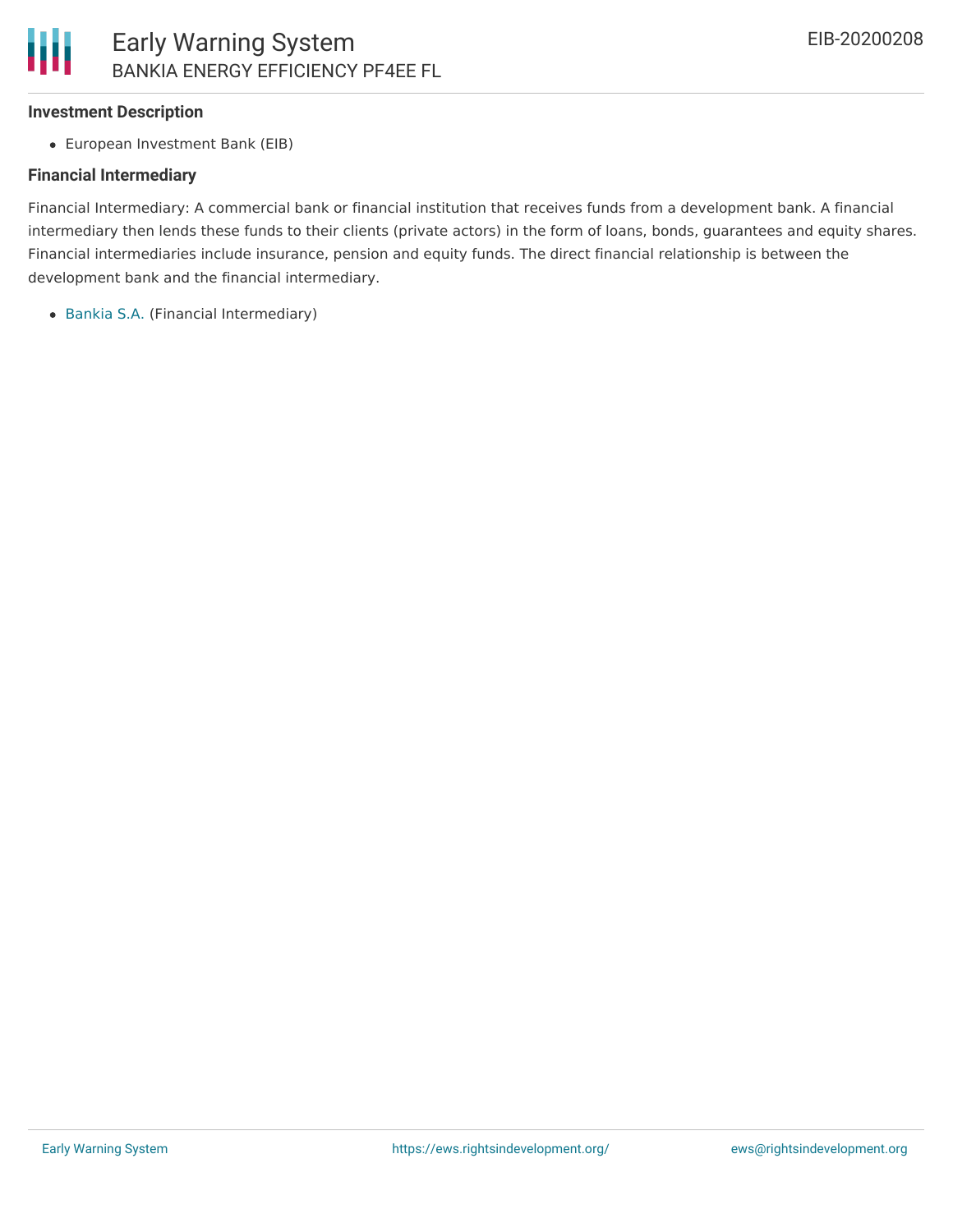**Investment Description**

- European Investment Bank (EIB)

**Financial Intermediary**

Financial Intermediary: A commercial bank or financial institution that receives funds from a development bank. A financial intermediary then lends these funds to their clients (private actors) in the form of loans, bonds, guarantees and equity shares. Financial intermediaries include insurance, pension and equity funds. The direct financial relationship is between the development bank and the financial intermediary.

- Bankia S.A. (Financial Intermediary)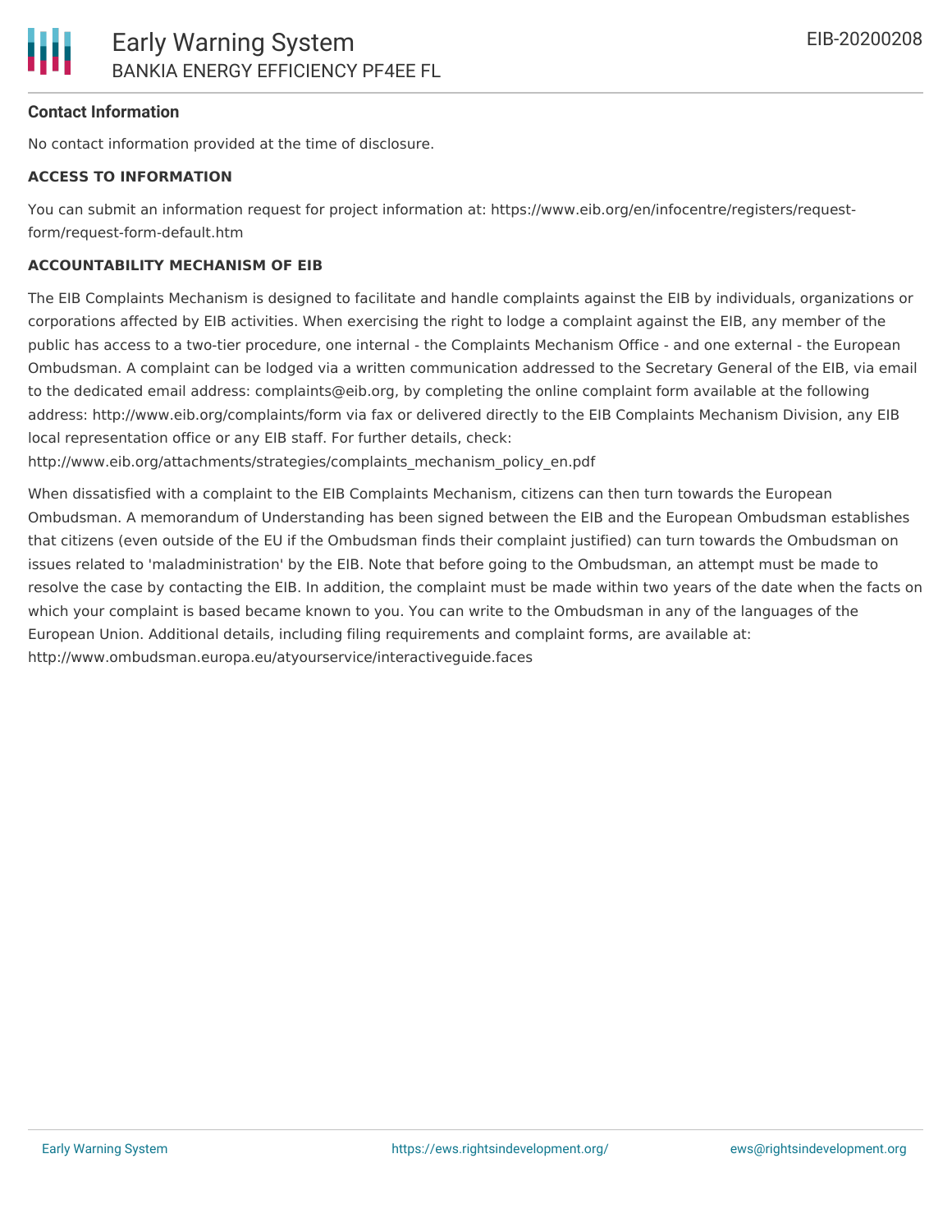### Contact Information

No contact information provided at the time of disclosure.

**ACCESS TO INFORMATION**

You can submit an information request for project information at: https://www.eib.org/en/infocentre/registers/request-form/request-form-default.htm

**ACCOUNTABILITY MECHANISM OF EIB**

The EIB Complaints Mechanism is designed to facilitate and handle complaints against the EIB by individuals, organizations or corporations affected by EIB activities. When exercising the right to lodge a complaint against the EIB, any member of the public has access to a two-tier procedure, one internal - the Complaints Mechanism Office - and one external - the European Ombudsman. A complaint can be lodged via a written communication addressed to the Secretary General of the EIB, via email to the dedicated email address: complaints@eib.org, by completing the online complaint form available at the following address: http://www.eib.org/complaints/form via fax or delivered directly to the EIB Complaints Mechanism Division, any EIB local representation office or any EIB staff. For further details, check: http://www.eib.org/attachments/strategies/complaints_mechanism_policy_en.pdf

When dissatisfied with a complaint to the EIB Complaints Mechanism, citizens can then turn towards the European Ombudsman. A memorandum of Understanding has been signed between the EIB and the European Ombudsman establishes that citizens (even outside of the EU if the Ombudsman finds their complaint justified) can turn towards the Ombudsman on issues related to 'maladministration' by the EIB. Note that before going to the Ombudsman, an attempt must be made to resolve the case by contacting the EIB. In addition, the complaint must be made within two years of the date when the facts on which your complaint is based became known to you. You can write to the Ombudsman in any of the languages of the European Union. Additional details, including filing requirements and complaint forms, are available at: http://www.ombudsman.europa.eu/atyourservice/interactiveguide.faces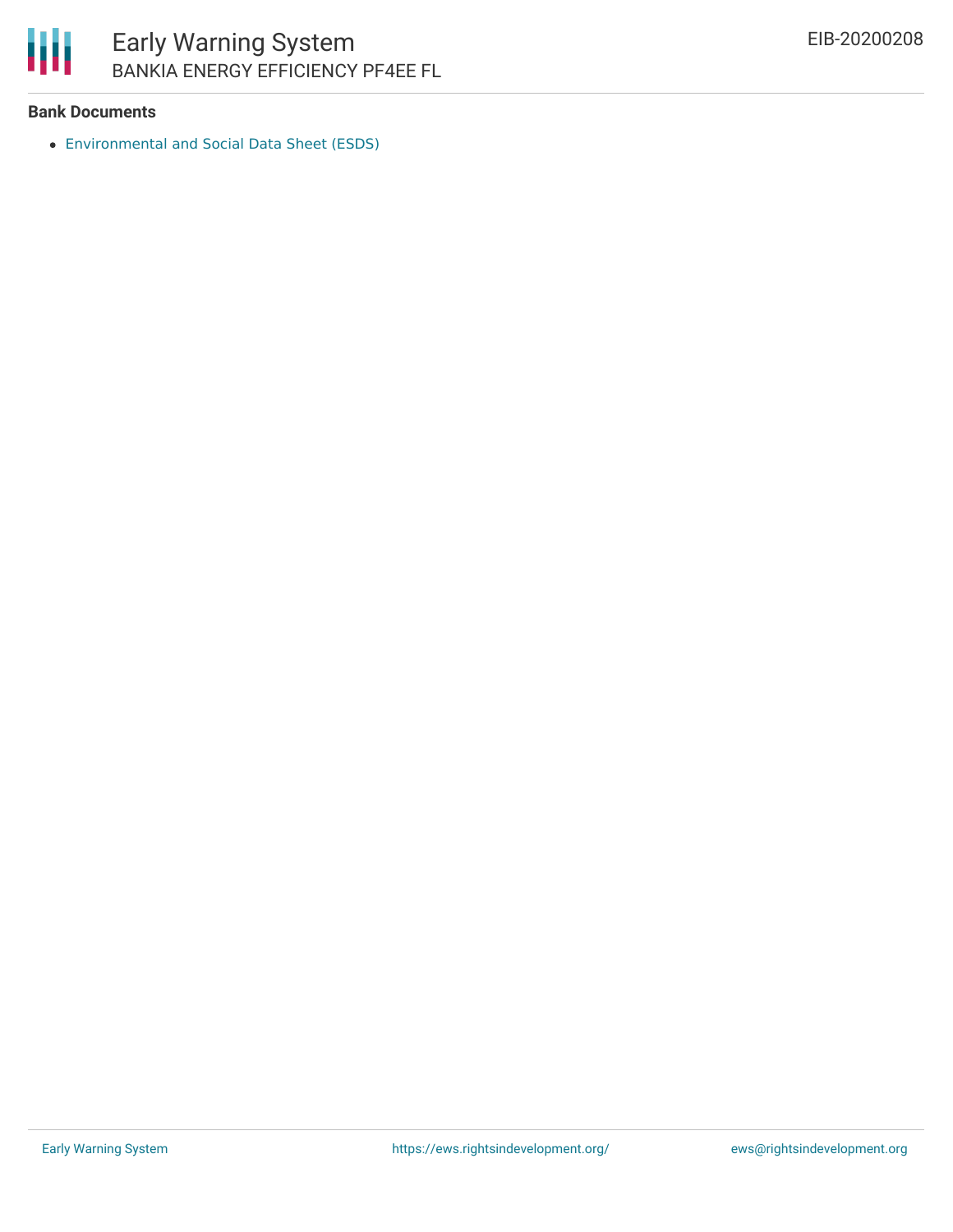**Bank Documents**

- Environmental and Social Data Sheet (ESDS)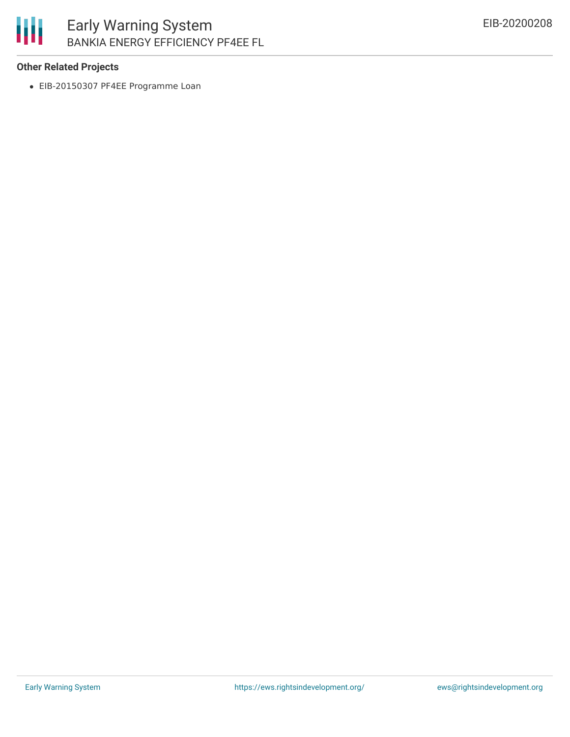**Other Related Projects**

- EIB-20150307 PF4EE Programme Loan